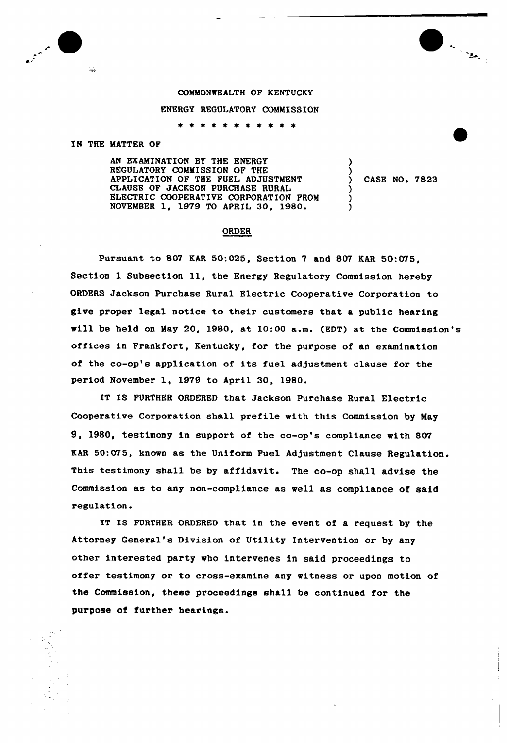COMMONWEALTH OF KENTUCKY

ENERGY REGULATORY COMMISSION

\* \* \* \* \* \* \* \* \* \* \*

IN THE MATTER OF

AN EXAMINATION BY THE ENERGY REGULATORY COMMISSION OF THE APPLICATION OF THE FUEL ADJUSTMENT CLAUSE OF JACKSON PURCHASE RURAL ELECTRIC COOPERATIVE CORPORATION FROM NOVEMBER 1, 1979 TO APRIL 30, 1980. ) CASE NO. 7823

ORDER

Pursuant to 807 KAR 50:025, Section 7 and 807 KAR 50:075, Section 1 Subsection 11, the Energy Regulatory Commission hereby ORDERS Jackson Purchase Rural Electric Cooperative Corporation to give proper legal notice to their customers that a public hearing will be held on May 20, 1980, at 10:00 a.m. (EDT) at the Commission's offices in Frankfort, Kentucky, for the purpose of an examination of the co-op's application of its fuel adjustment clause for the period November 1, 1979 to April 30, 1980.

IT IS FURTHER ORDERED that Jackson Purchase Rural Electric Cooperative Corporation shall prefile with this Commission by May 9, 1980, testimony in support of the co-op's compliance with 807 KAR 50:075, known as the Uniform Fuel Adjustment Clause Regulation. This testimony shall be by affidavit. The co-op shall advise the Commission as to any non-compliance as well as compliance of said regulation.

IT IS FURTHER ORDERED that in the event of a request by the Attorney General's Division of Utility Intervention or by any other interested party who intervenes in said proceedings to offer testimony or to cross-examine any witness or upon motion of the Commission, these proceedings shall be continued for the purpose of further hearings.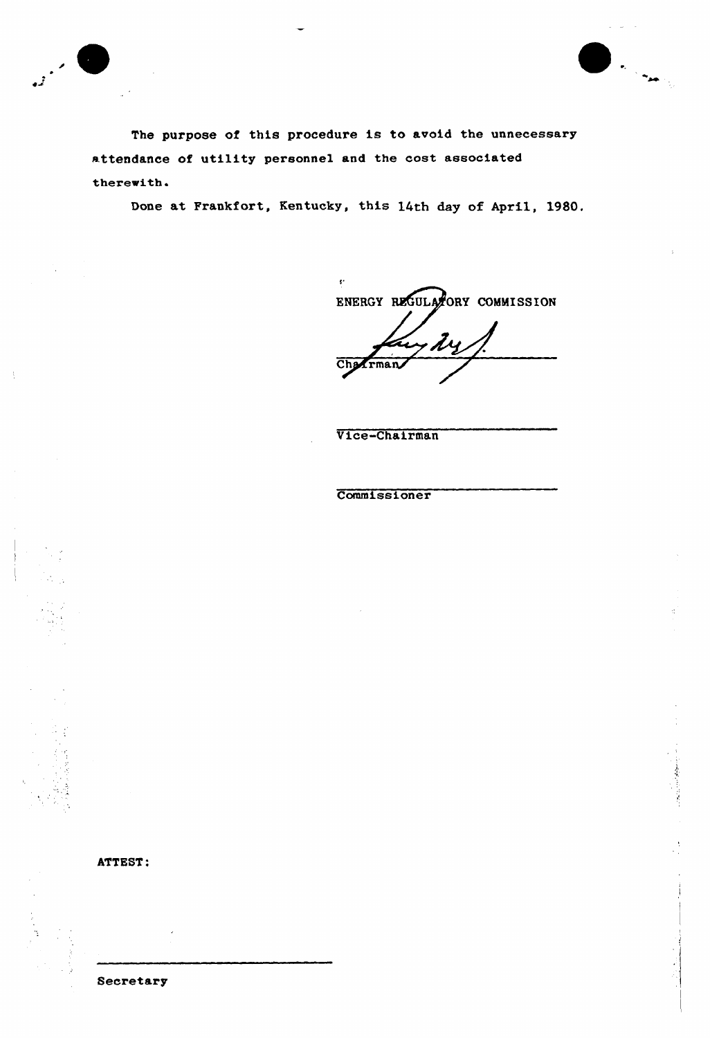The purpose of this procedure is to avoid the unnecessary attendance of utility personnel and the cost associated therewith.

Done at Frankfort, Kentucky, this 14th day of April, 1980.

ENERGY REGULATORY COMMISSION

Chairman

Vice-Chairman

Commissioner

ATTEST:

Secretary